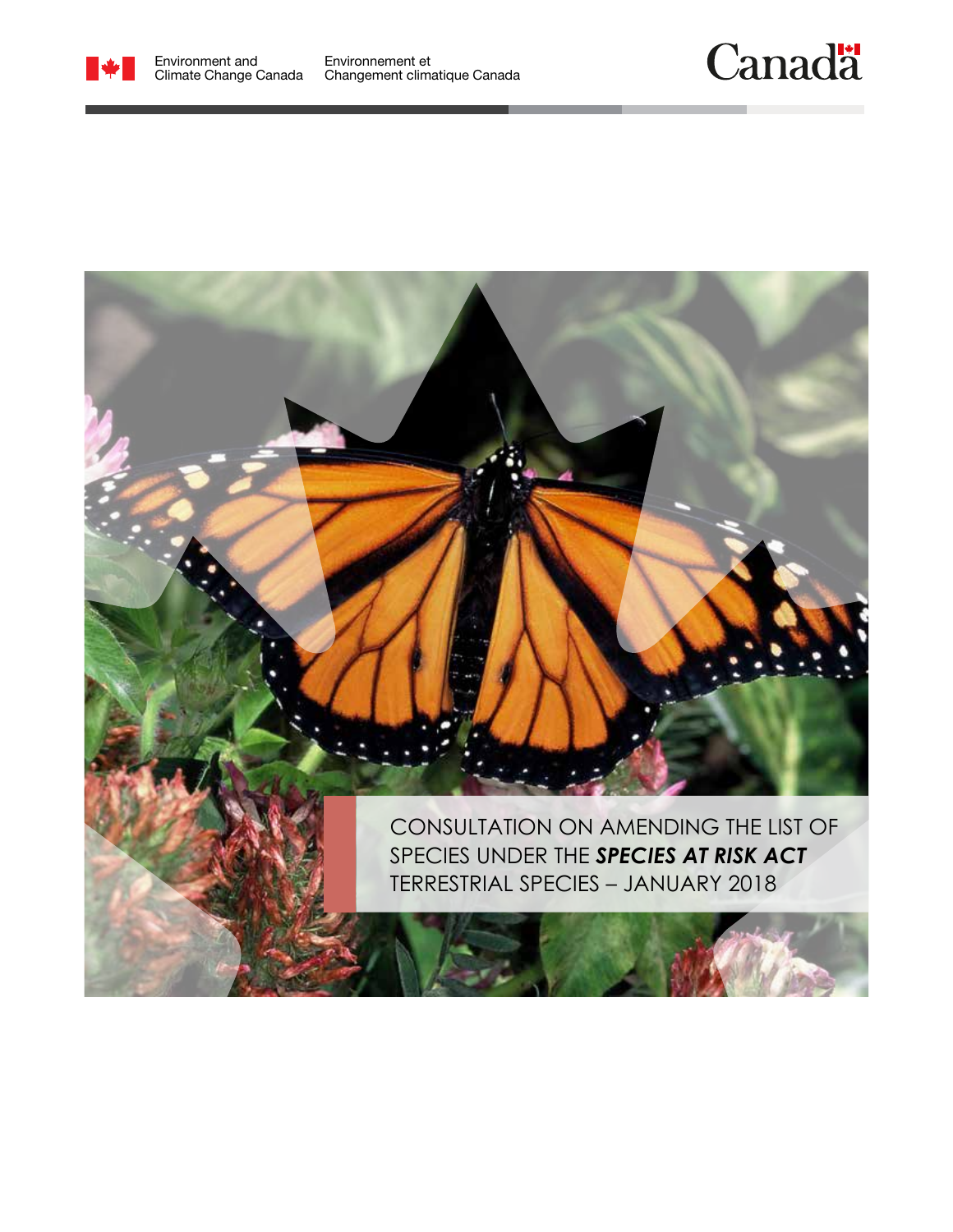Environment and Climate Change Canada

Environnement et Changement climatique Canada

Canada

# CONSULTATION ON AMENDING THE LIST OF SPECIES UNDER THE ***SPECIES AT RISK ACT*** TERRESTRIAL SPECIES – JANUARY 2018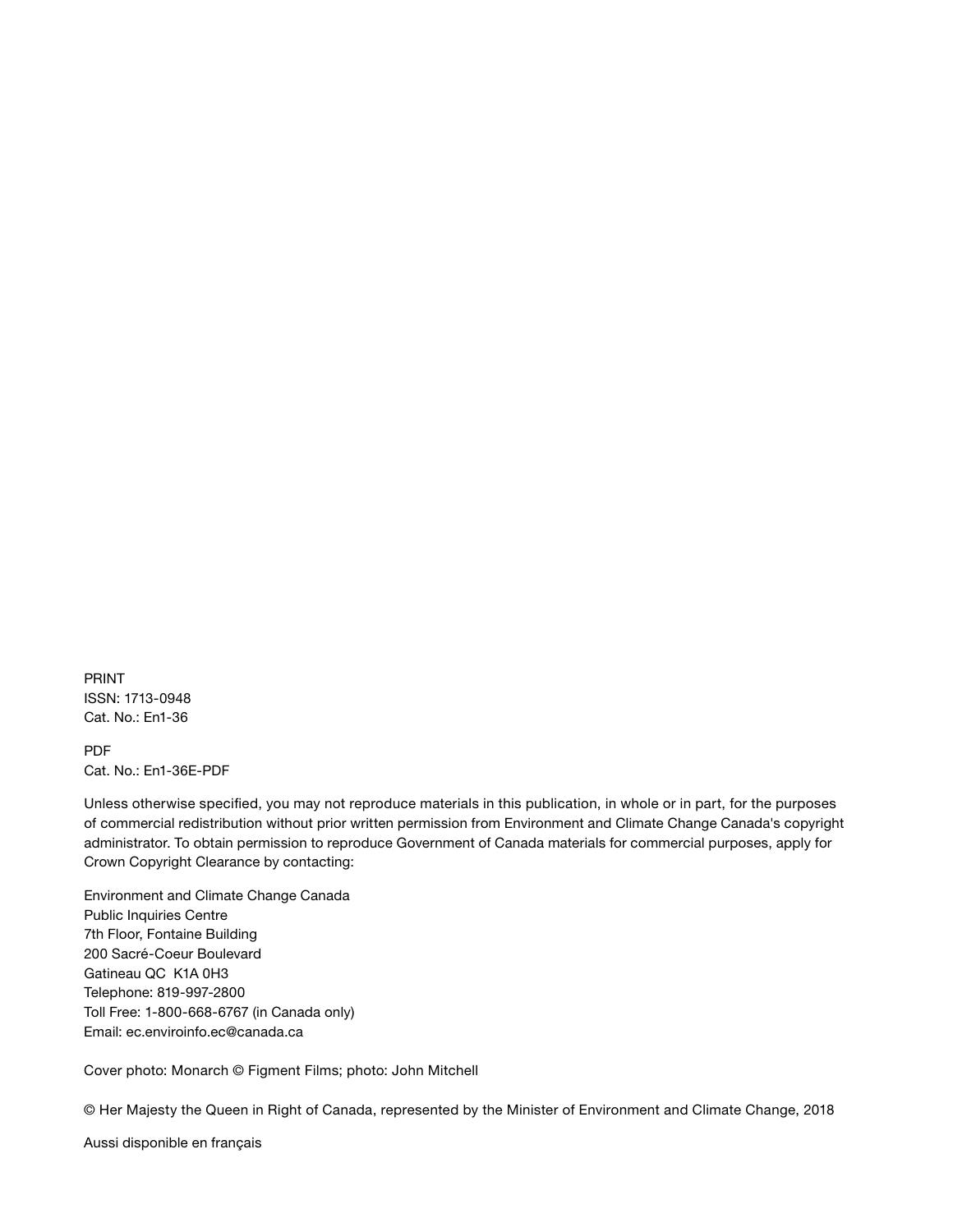PRINT
ISSN: 1713-0948
Cat. No.: En1-36

PDF
Cat. No.: En1-36E-PDF

Unless otherwise specified, you may not reproduce materials in this publication, in whole or in part, for the purposes of commercial redistribution without prior written permission from Environment and Climate Change Canada's copyright administrator. To obtain permission to reproduce Government of Canada materials for commercial purposes, apply for Crown Copyright Clearance by contacting:

Environment and Climate Change Canada
Public Inquiries Centre
7th Floor, Fontaine Building
200 Sacré-Coeur Boulevard
Gatineau QC K1A 0H3
Telephone: 819-997-2800
Toll Free: 1-800-668-6767 (in Canada only)
Email: ec.enviroinfo.ec@canada.ca

Cover photo: Monarch © Figment Films; photo: John Mitchell

© Her Majesty the Queen in Right of Canada, represented by the Minister of Environment and Climate Change, 2018

Aussi disponible en français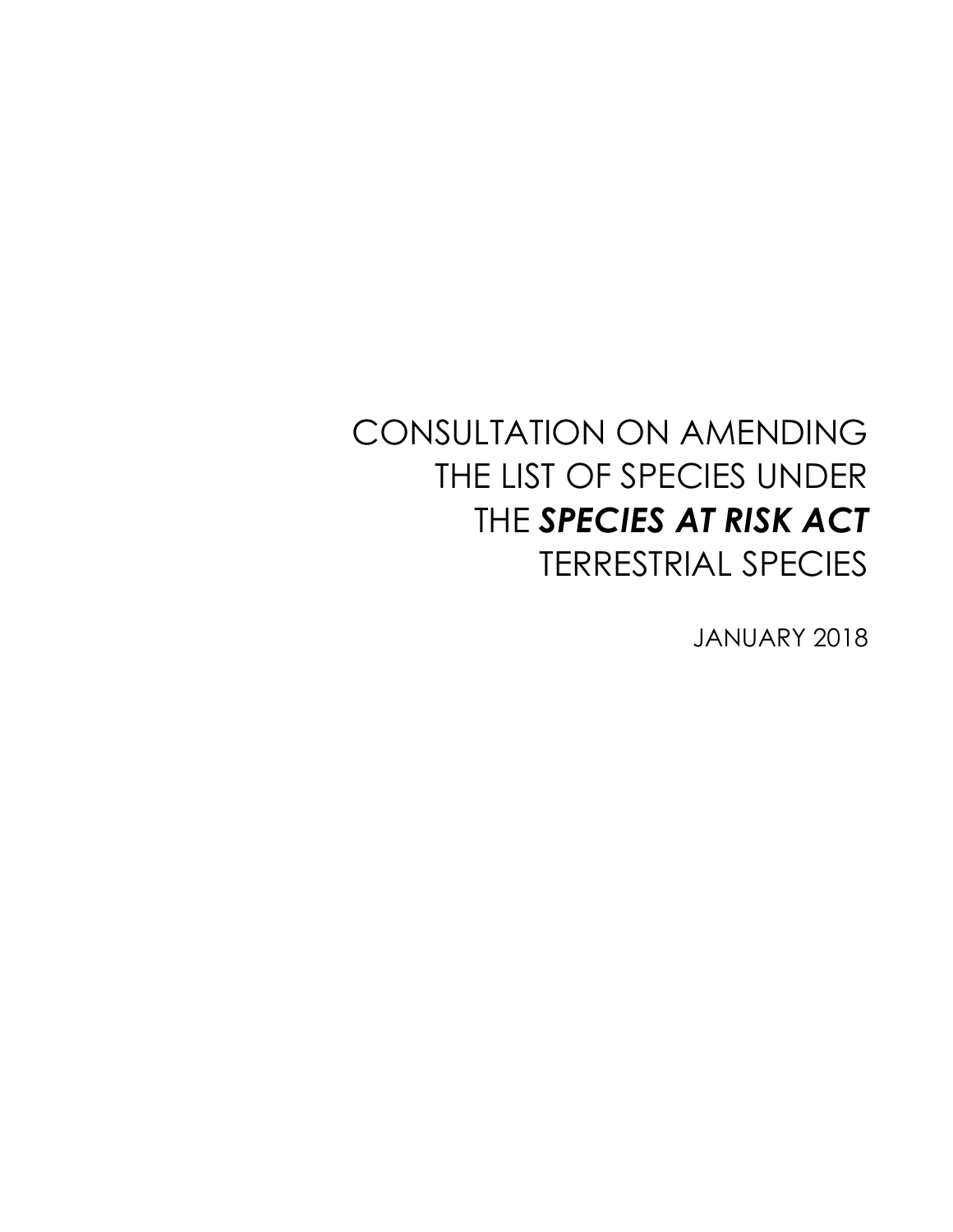# CONSULTATION ON AMENDING THE LIST OF SPECIES UNDER THE ***SPECIES AT RISK ACT*** TERRESTRIAL SPECIES

JANUARY 2018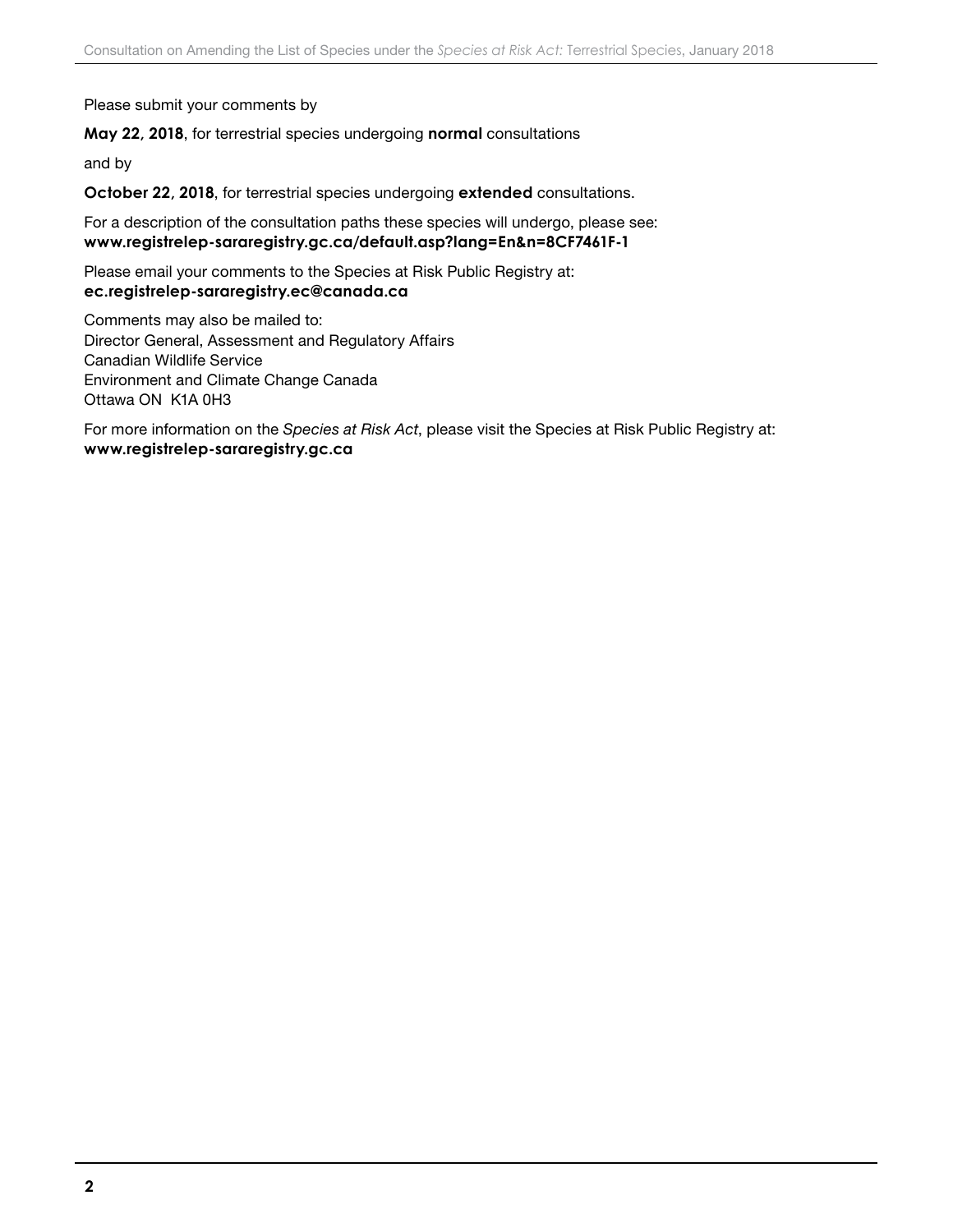Please submit your comments by

**May 22, 2018**, for terrestrial species undergoing **normal** consultations

and by

**October 22, 2018**, for terrestrial species undergoing **extended** consultations.

For a description of the consultation paths these species will undergo, please see:
**www.registrelep-sararegistry.gc.ca/default.asp?lang=En&n=8CF7461F-1**

Please email your comments to the Species at Risk Public Registry at:
**ec.registrelep-sararegistry.ec@canada.ca**

Comments may also be mailed to:
Director General, Assessment and Regulatory Affairs
Canadian Wildlife Service
Environment and Climate Change Canada
Ottawa ON K1A 0H3

For more information on the *Species at Risk Act*, please visit the Species at Risk Public Registry at:
**www.registrelep-sararegistry.gc.ca**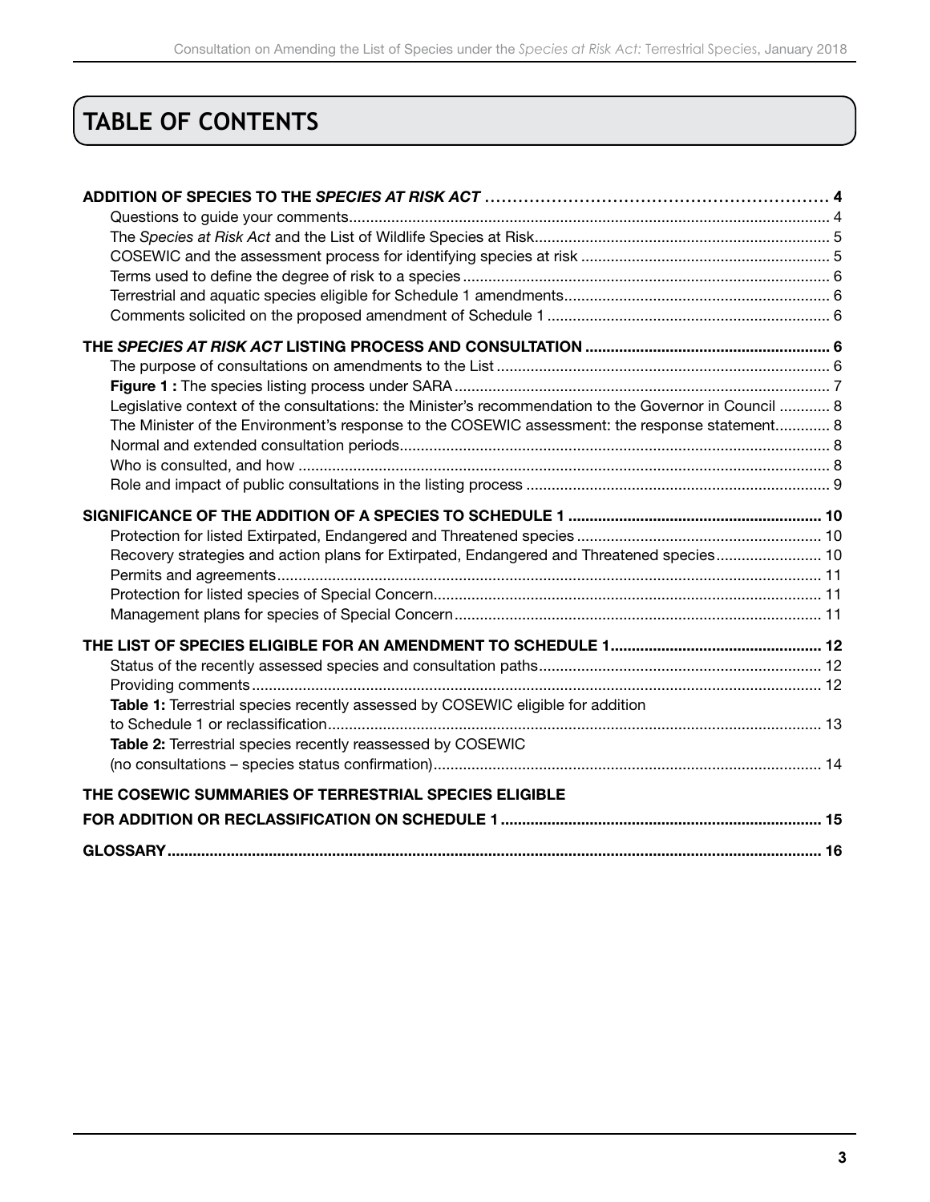# TABLE OF CONTENTS

**ADDITION OF SPECIES TO THE *SPECIES AT RISK ACT* ....... 4**

Questions to guide your comments....... 4

The *Species at Risk Act* and the List of Wildlife Species at Risk....... 5

COSEWIC and the assessment process for identifying species at risk ....... 5

Terms used to define the degree of risk to a species....... 6

Terrestrial and aquatic species eligible for Schedule 1 amendments....... 6

Comments solicited on the proposed amendment of Schedule 1 ....... 6

**THE *SPECIES AT RISK ACT* LISTING PROCESS AND CONSULTATION ....... 6**

The purpose of consultations on amendments to the List ....... 6

**Figure 1 :** The species listing process under SARA....... 7

Legislative context of the consultations: the Minister's recommendation to the Governor in Council ....... 8

The Minister of the Environment's response to the COSEWIC assessment: the response statement....... 8

Normal and extended consultation periods....... 8

Who is consulted, and how ....... 8

Role and impact of public consultations in the listing process ....... 9

**SIGNIFICANCE OF THE ADDITION OF A SPECIES TO SCHEDULE 1 ....... 10**

Protection for listed Extirpated, Endangered and Threatened species ....... 10

Recovery strategies and action plans for Extirpated, Endangered and Threatened species....... 10

Permits and agreements....... 11

Protection for listed species of Special Concern....... 11

Management plans for species of Special Concern....... 11

**THE LIST OF SPECIES ELIGIBLE FOR AN AMENDMENT TO SCHEDULE 1....... 12**

Status of the recently assessed species and consultation paths....... 12

Providing comments....... 12

**Table 1:** Terrestrial species recently assessed by COSEWIC eligible for addition to Schedule 1 or reclassification....... 13

**Table 2:** Terrestrial species recently reassessed by COSEWIC (no consultations – species status confirmation)....... 14

**THE COSEWIC SUMMARIES OF TERRESTRIAL SPECIES ELIGIBLE FOR ADDITION OR RECLASSIFICATION ON SCHEDULE 1....... 15**

**GLOSSARY....... 16**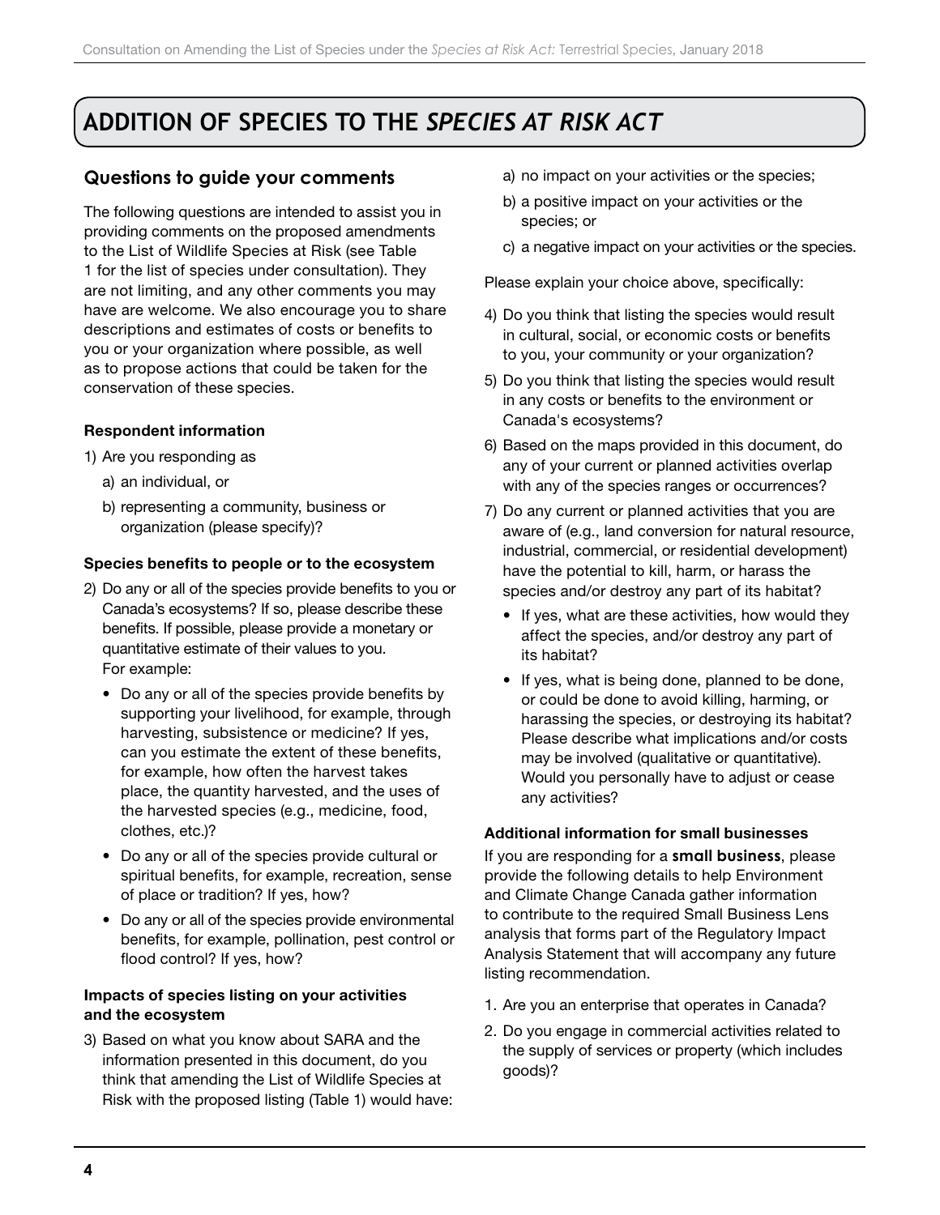# ADDITION OF SPECIES TO THE *SPECIES AT RISK ACT*

## Questions to guide your comments

The following questions are intended to assist you in providing comments on the proposed amendments to the List of Wildlife Species at Risk (see Table 1 for the list of species under consultation). They are not limiting, and any other comments you may have are welcome. We also encourage you to share descriptions and estimates of costs or benefits to you or your organization where possible, as well as to propose actions that could be taken for the conservation of these species.

**Respondent information**

1) Are you responding as
   a) an individual, or
   b) representing a community, business or organization (please specify)?

**Species benefits to people or to the ecosystem**

2) Do any or all of the species provide benefits to you or Canada's ecosystems? If so, please describe these benefits. If possible, please provide a monetary or quantitative estimate of their values to you. For example:
   - Do any or all of the species provide benefits by supporting your livelihood, for example, through harvesting, subsistence or medicine? If yes, can you estimate the extent of these benefits, for example, how often the harvest takes place, the quantity harvested, and the uses of the harvested species (e.g., medicine, food, clothes, etc.)?
   - Do any or all of the species provide cultural or spiritual benefits, for example, recreation, sense of place or tradition? If yes, how?
   - Do any or all of the species provide environmental benefits, for example, pollination, pest control or flood control? If yes, how?

**Impacts of species listing on your activities and the ecosystem**

3) Based on what you know about SARA and the information presented in this document, do you think that amending the List of Wildlife Species at Risk with the proposed listing (Table 1) would have:
   a) no impact on your activities or the species;
   b) a positive impact on your activities or the species; or
   c) a negative impact on your activities or the species.

Please explain your choice above, specifically:

4) Do you think that listing the species would result in cultural, social, or economic costs or benefits to you, your community or your organization?
5) Do you think that listing the species would result in any costs or benefits to the environment or Canada's ecosystems?
6) Based on the maps provided in this document, do any of your current or planned activities overlap with any of the species ranges or occurrences?
7) Do any current or planned activities that you are aware of (e.g., land conversion for natural resource, industrial, commercial, or residential development) have the potential to kill, harm, or harass the species and/or destroy any part of its habitat?
   - If yes, what are these activities, how would they affect the species, and/or destroy any part of its habitat?
   - If yes, what is being done, planned to be done, or could be done to avoid killing, harming, or harassing the species, or destroying its habitat? Please describe what implications and/or costs may be involved (qualitative or quantitative). Would you personally have to adjust or cease any activities?

**Additional information for small businesses**

If you are responding for a **small business**, please provide the following details to help Environment and Climate Change Canada gather information to contribute to the required Small Business Lens analysis that forms part of the Regulatory Impact Analysis Statement that will accompany any future listing recommendation.

1. Are you an enterprise that operates in Canada?
2. Do you engage in commercial activities related to the supply of services or property (which includes goods)?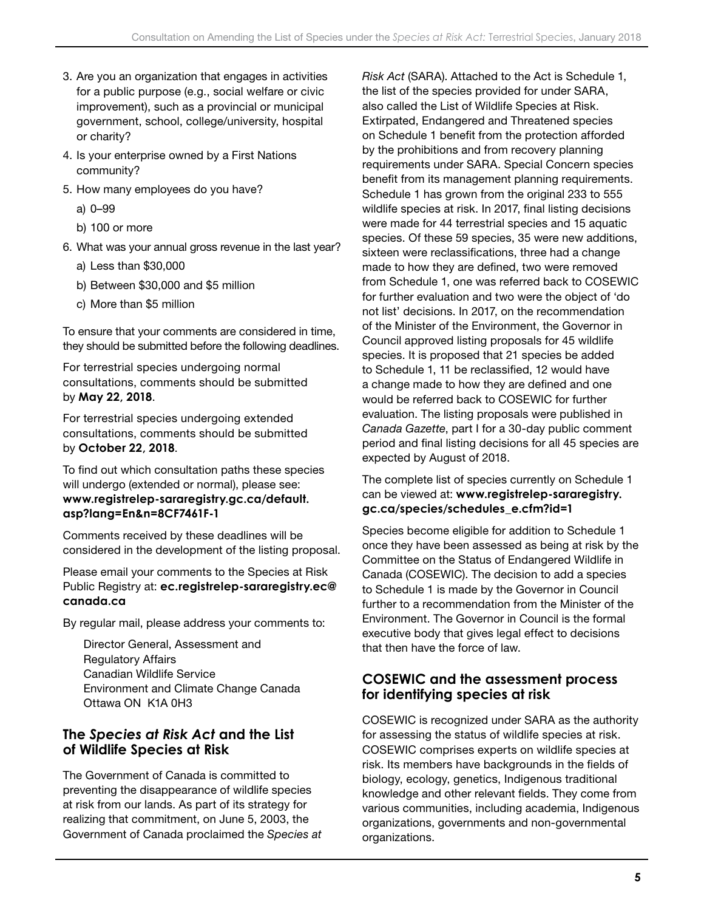3. Are you an organization that engages in activities for a public purpose (e.g., social welfare or civic improvement), such as a provincial or municipal government, school, college/university, hospital or charity?
4. Is your enterprise owned by a First Nations community?
5. How many employees do you have?
   a) 0–99
   b) 100 or more
6. What was your annual gross revenue in the last year?
   a) Less than $30,000
   b) Between $30,000 and $5 million
   c) More than $5 million

To ensure that your comments are considered in time, they should be submitted before the following deadlines.

For terrestrial species undergoing normal consultations, comments should be submitted by **May 22, 2018**.

For terrestrial species undergoing extended consultations, comments should be submitted by **October 22, 2018**.

To find out which consultation paths these species will undergo (extended or normal), please see: **www.registrelep-sararegistry.gc.ca/default.asp?lang=En&n=8CF7461F-1**

Comments received by these deadlines will be considered in the development of the listing proposal.

Please email your comments to the Species at Risk Public Registry at: **ec.registrelep-sararegistry.ec@canada.ca**

By regular mail, please address your comments to:

Director General, Assessment and Regulatory Affairs
Canadian Wildlife Service
Environment and Climate Change Canada
Ottawa ON K1A 0H3

## The *Species at Risk Act* and the List of Wildlife Species at Risk

The Government of Canada is committed to preventing the disappearance of wildlife species at risk from our lands. As part of its strategy for realizing that commitment, on June 5, 2003, the Government of Canada proclaimed the *Species at Risk Act* (SARA). Attached to the Act is Schedule 1, the list of the species provided for under SARA, also called the List of Wildlife Species at Risk. Extirpated, Endangered and Threatened species on Schedule 1 benefit from the protection afforded by the prohibitions and from recovery planning requirements under SARA. Special Concern species benefit from its management planning requirements. Schedule 1 has grown from the original 233 to 555 wildlife species at risk. In 2017, final listing decisions were made for 44 terrestrial species and 15 aquatic species. Of these 59 species, 35 were new additions, sixteen were reclassifications, three had a change made to how they are defined, two were removed from Schedule 1, one was referred back to COSEWIC for further evaluation and two were the object of 'do not list' decisions. In 2017, on the recommendation of the Minister of the Environment, the Governor in Council approved listing proposals for 45 wildlife species. It is proposed that 21 species be added to Schedule 1, 11 be reclassified, 12 would have a change made to how they are defined and one would be referred back to COSEWIC for further evaluation. The listing proposals were published in *Canada Gazette*, part I for a 30-day public comment period and final listing decisions for all 45 species are expected by August of 2018.

The complete list of species currently on Schedule 1 can be viewed at: **www.registrelep-sararegistry.gc.ca/species/schedules_e.cfm?id=1**

Species become eligible for addition to Schedule 1 once they have been assessed as being at risk by the Committee on the Status of Endangered Wildlife in Canada (COSEWIC). The decision to add a species to Schedule 1 is made by the Governor in Council further to a recommendation from the Minister of the Environment. The Governor in Council is the formal executive body that gives legal effect to decisions that then have the force of law.

## COSEWIC and the assessment process for identifying species at risk

COSEWIC is recognized under SARA as the authority for assessing the status of wildlife species at risk. COSEWIC comprises experts on wildlife species at risk. Its members have backgrounds in the fields of biology, ecology, genetics, Indigenous traditional knowledge and other relevant fields. They come from various communities, including academia, Indigenous organizations, governments and non-governmental organizations.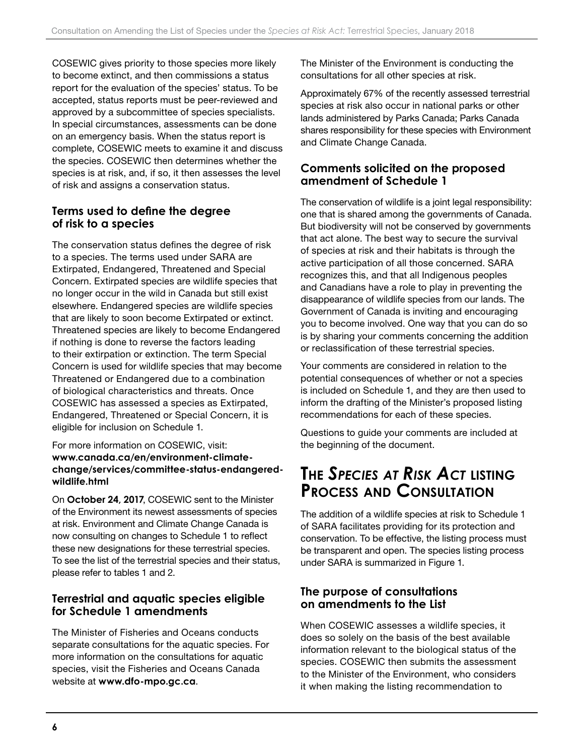COSEWIC gives priority to those species more likely to become extinct, and then commissions a status report for the evaluation of the species' status. To be accepted, status reports must be peer-reviewed and approved by a subcommittee of species specialists. In special circumstances, assessments can be done on an emergency basis. When the status report is complete, COSEWIC meets to examine it and discuss the species. COSEWIC then determines whether the species is at risk, and, if so, it then assesses the level of risk and assigns a conservation status.

### Terms used to define the degree of risk to a species

The conservation status defines the degree of risk to a species. The terms used under SARA are Extirpated, Endangered, Threatened and Special Concern. Extirpated species are wildlife species that no longer occur in the wild in Canada but still exist elsewhere. Endangered species are wildlife species that are likely to soon become Extirpated or extinct. Threatened species are likely to become Endangered if nothing is done to reverse the factors leading to their extirpation or extinction. The term Special Concern is used for wildlife species that may become Threatened or Endangered due to a combination of biological characteristics and threats. Once COSEWIC has assessed a species as Extirpated, Endangered, Threatened or Special Concern, it is eligible for inclusion on Schedule 1.

For more information on COSEWIC, visit: **www.canada.ca/en/environment-climate-change/services/committee-status-endangered-wildlife.html**

On **October 24, 2017**, COSEWIC sent to the Minister of the Environment its newest assessments of species at risk. Environment and Climate Change Canada is now consulting on changes to Schedule 1 to reflect these new designations for these terrestrial species. To see the list of the terrestrial species and their status, please refer to tables 1 and 2.

### Terrestrial and aquatic species eligible for Schedule 1 amendments

The Minister of Fisheries and Oceans conducts separate consultations for the aquatic species. For more information on the consultations for aquatic species, visit the Fisheries and Oceans Canada website at **www.dfo-mpo.gc.ca**.

The Minister of the Environment is conducting the consultations for all other species at risk.

Approximately 67% of the recently assessed terrestrial species at risk also occur in national parks or other lands administered by Parks Canada; Parks Canada shares responsibility for these species with Environment and Climate Change Canada.

### Comments solicited on the proposed amendment of Schedule 1

The conservation of wildlife is a joint legal responsibility: one that is shared among the governments of Canada. But biodiversity will not be conserved by governments that act alone. The best way to secure the survival of species at risk and their habitats is through the active participation of all those concerned. SARA recognizes this, and that all Indigenous peoples and Canadians have a role to play in preventing the disappearance of wildlife species from our lands. The Government of Canada is inviting and encouraging you to become involved. One way that you can do so is by sharing your comments concerning the addition or reclassification of these terrestrial species.

Your comments are considered in relation to the potential consequences of whether or not a species is included on Schedule 1, and they are then used to inform the drafting of the Minister's proposed listing recommendations for each of these species.

Questions to guide your comments are included at the beginning of the document.

## The *Species at Risk Act* listing Process and Consultation

The addition of a wildlife species at risk to Schedule 1 of SARA facilitates providing for its protection and conservation. To be effective, the listing process must be transparent and open. The species listing process under SARA is summarized in Figure 1.

### The purpose of consultations on amendments to the List

When COSEWIC assesses a wildlife species, it does so solely on the basis of the best available information relevant to the biological status of the species. COSEWIC then submits the assessment to the Minister of the Environment, who considers it when making the listing recommendation to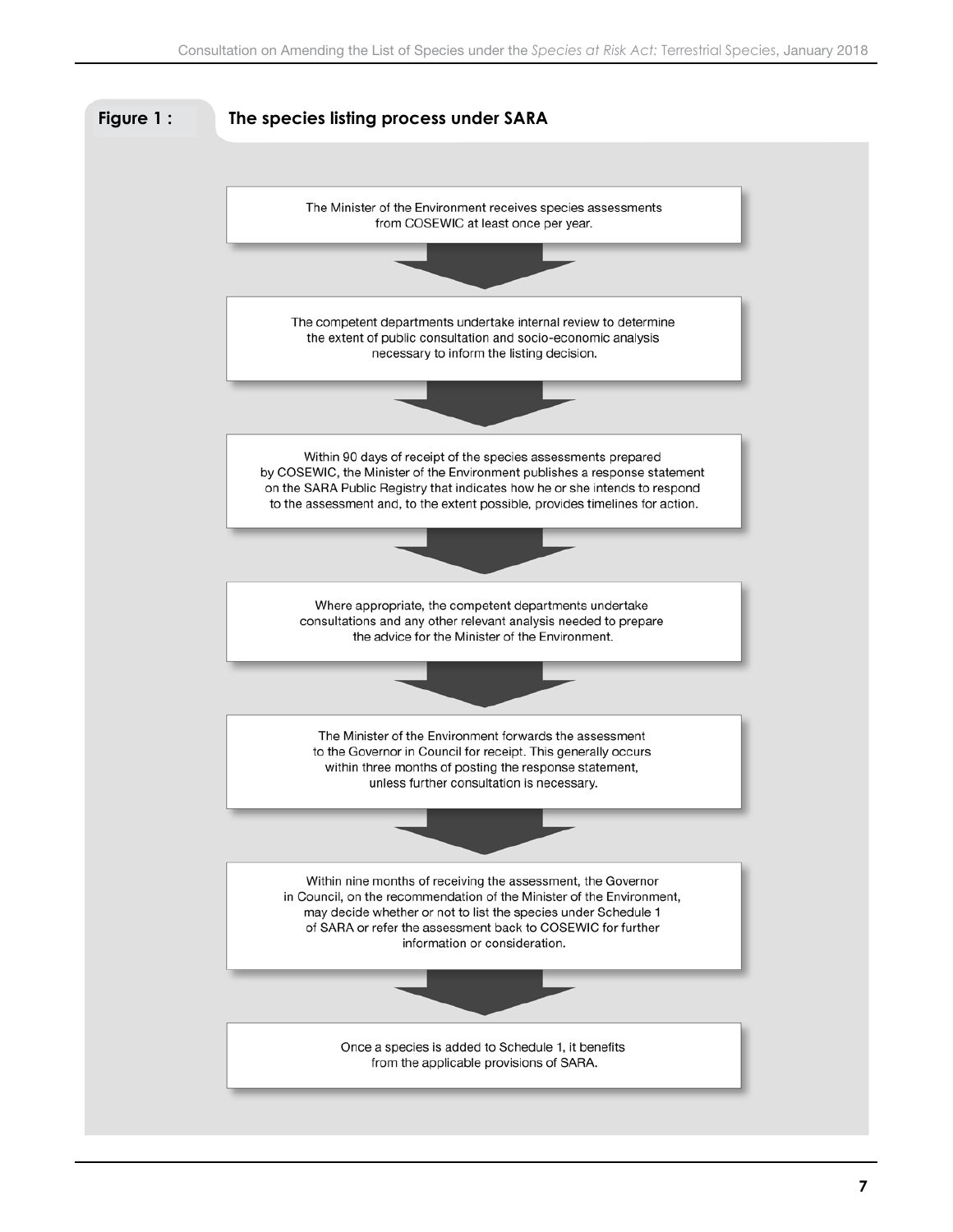**Figure 1 :** **The species listing process under SARA**

The Minister of the Environment receives species assessments from COSEWIC at least once per year.

↓

The competent departments undertake internal review to determine the extent of public consultation and socio-economic analysis necessary to inform the listing decision.

↓

Within 90 days of receipt of the species assessments prepared by COSEWIC, the Minister of the Environment publishes a response statement on the SARA Public Registry that indicates how he or she intends to respond to the assessment and, to the extent possible, provides timelines for action.

↓

Where appropriate, the competent departments undertake consultations and any other relevant analysis needed to prepare the advice for the Minister of the Environment.

↓

The Minister of the Environment forwards the assessment to the Governor in Council for receipt. This generally occurs within three months of posting the response statement, unless further consultation is necessary.

↓

Within nine months of receiving the assessment, the Governor in Council, on the recommendation of the Minister of the Environment, may decide whether or not to list the species under Schedule 1 of SARA or refer the assessment back to COSEWIC for further information or consideration.

↓

Once a species is added to Schedule 1, it benefits from the applicable provisions of SARA.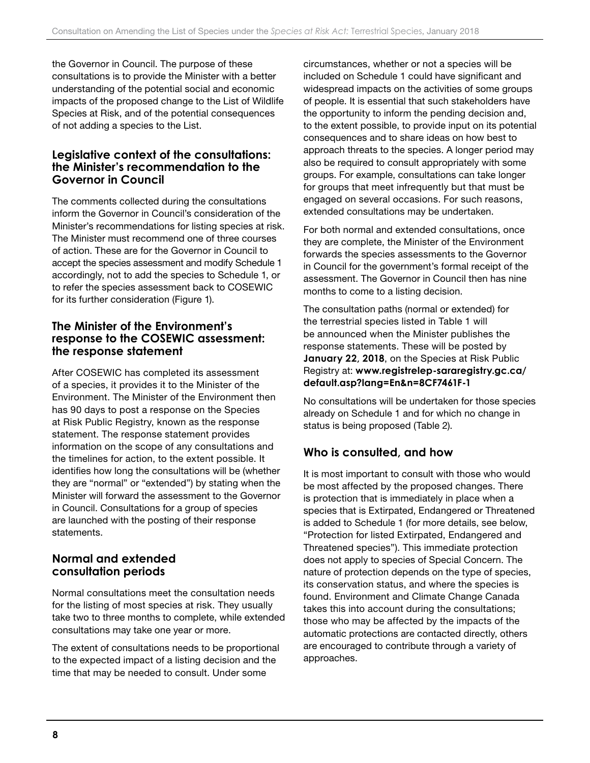the Governor in Council. The purpose of these consultations is to provide the Minister with a better understanding of the potential social and economic impacts of the proposed change to the List of Wildlife Species at Risk, and of the potential consequences of not adding a species to the List.

### Legislative context of the consultations: the Minister's recommendation to the Governor in Council

The comments collected during the consultations inform the Governor in Council's consideration of the Minister's recommendations for listing species at risk. The Minister must recommend one of three courses of action. These are for the Governor in Council to accept the species assessment and modify Schedule 1 accordingly, not to add the species to Schedule 1, or to refer the species assessment back to COSEWIC for its further consideration (Figure 1).

### The Minister of the Environment's response to the COSEWIC assessment: the response statement

After COSEWIC has completed its assessment of a species, it provides it to the Minister of the Environment. The Minister of the Environment then has 90 days to post a response on the Species at Risk Public Registry, known as the response statement. The response statement provides information on the scope of any consultations and the timelines for action, to the extent possible. It identifies how long the consultations will be (whether they are "normal" or "extended") by stating when the Minister will forward the assessment to the Governor in Council. Consultations for a group of species are launched with the posting of their response statements.

## Normal and extended consultation periods

Normal consultations meet the consultation needs for the listing of most species at risk. They usually take two to three months to complete, while extended consultations may take one year or more.

The extent of consultations needs to be proportional to the expected impact of a listing decision and the time that may be needed to consult. Under some circumstances, whether or not a species will be included on Schedule 1 could have significant and widespread impacts on the activities of some groups of people. It is essential that such stakeholders have the opportunity to inform the pending decision and, to the extent possible, to provide input on its potential consequences and to share ideas on how best to approach threats to the species. A longer period may also be required to consult appropriately with some groups. For example, consultations can take longer for groups that meet infrequently but that must be engaged on several occasions. For such reasons, extended consultations may be undertaken.

For both normal and extended consultations, once they are complete, the Minister of the Environment forwards the species assessments to the Governor in Council for the government's formal receipt of the assessment. The Governor in Council then has nine months to come to a listing decision.

The consultation paths (normal or extended) for the terrestrial species listed in Table 1 will be announced when the Minister publishes the response statements. These will be posted by **January 22, 2018**, on the Species at Risk Public Registry at: **www.registrelep-sararegistry.gc.ca/default.asp?lang=En&n=8CF7461F-1**

No consultations will be undertaken for those species already on Schedule 1 and for which no change in status is being proposed (Table 2).

## Who is consulted, and how

It is most important to consult with those who would be most affected by the proposed changes. There is protection that is immediately in place when a species that is Extirpated, Endangered or Threatened is added to Schedule 1 (for more details, see below, "Protection for listed Extirpated, Endangered and Threatened species"). This immediate protection does not apply to species of Special Concern. The nature of protection depends on the type of species, its conservation status, and where the species is found. Environment and Climate Change Canada takes this into account during the consultations; those who may be affected by the impacts of the automatic protections are contacted directly, others are encouraged to contribute through a variety of approaches.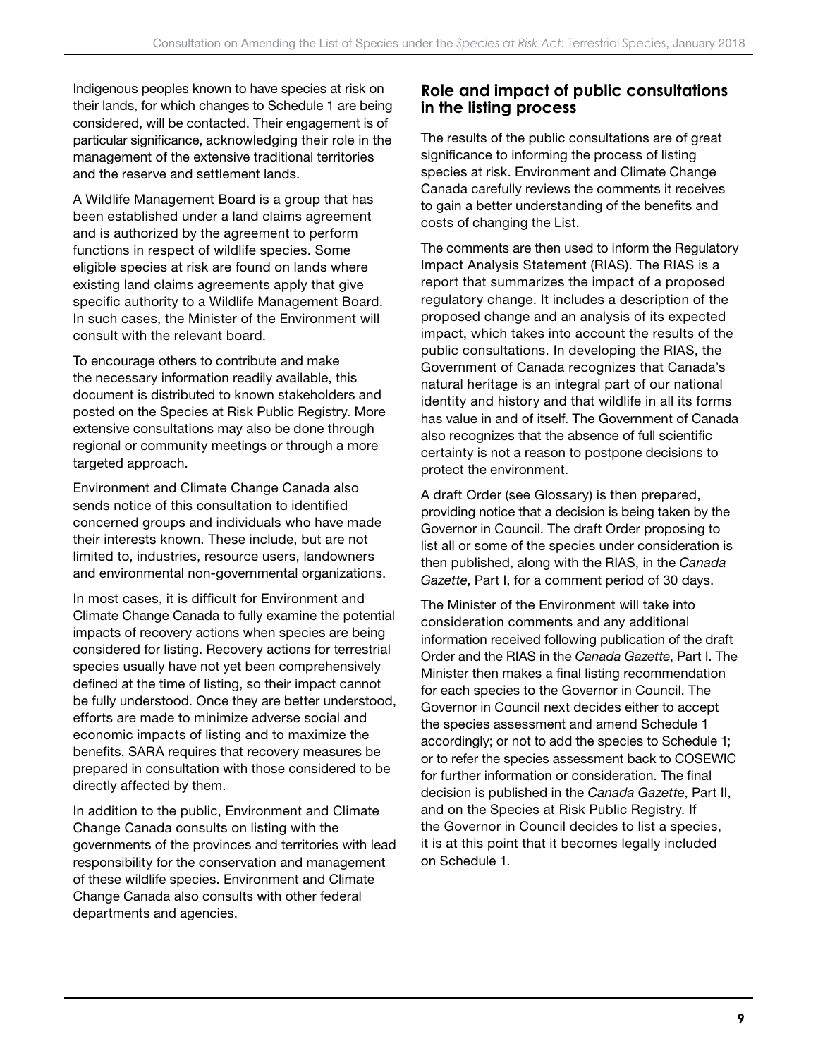Indigenous peoples known to have species at risk on their lands, for which changes to Schedule 1 are being considered, will be contacted. Their engagement is of particular significance, acknowledging their role in the management of the extensive traditional territories and the reserve and settlement lands.

A Wildlife Management Board is a group that has been established under a land claims agreement and is authorized by the agreement to perform functions in respect of wildlife species. Some eligible species at risk are found on lands where existing land claims agreements apply that give specific authority to a Wildlife Management Board. In such cases, the Minister of the Environment will consult with the relevant board.

To encourage others to contribute and make the necessary information readily available, this document is distributed to known stakeholders and posted on the Species at Risk Public Registry. More extensive consultations may also be done through regional or community meetings or through a more targeted approach.

Environment and Climate Change Canada also sends notice of this consultation to identified concerned groups and individuals who have made their interests known. These include, but are not limited to, industries, resource users, landowners and environmental non-governmental organizations.

In most cases, it is difficult for Environment and Climate Change Canada to fully examine the potential impacts of recovery actions when species are being considered for listing. Recovery actions for terrestrial species usually have not yet been comprehensively defined at the time of listing, so their impact cannot be fully understood. Once they are better understood, efforts are made to minimize adverse social and economic impacts of listing and to maximize the benefits. SARA requires that recovery measures be prepared in consultation with those considered to be directly affected by them.

In addition to the public, Environment and Climate Change Canada consults on listing with the governments of the provinces and territories with lead responsibility for the conservation and management of these wildlife species. Environment and Climate Change Canada also consults with other federal departments and agencies.

## Role and impact of public consultations in the listing process

The results of the public consultations are of great significance to informing the process of listing species at risk. Environment and Climate Change Canada carefully reviews the comments it receives to gain a better understanding of the benefits and costs of changing the List.

The comments are then used to inform the Regulatory Impact Analysis Statement (RIAS). The RIAS is a report that summarizes the impact of a proposed regulatory change. It includes a description of the proposed change and an analysis of its expected impact, which takes into account the results of the public consultations. In developing the RIAS, the Government of Canada recognizes that Canada's natural heritage is an integral part of our national identity and history and that wildlife in all its forms has value in and of itself. The Government of Canada also recognizes that the absence of full scientific certainty is not a reason to postpone decisions to protect the environment.

A draft Order (see Glossary) is then prepared, providing notice that a decision is being taken by the Governor in Council. The draft Order proposing to list all or some of the species under consideration is then published, along with the RIAS, in the *Canada Gazette*, Part I, for a comment period of 30 days.

The Minister of the Environment will take into consideration comments and any additional information received following publication of the draft Order and the RIAS in the *Canada Gazette*, Part I. The Minister then makes a final listing recommendation for each species to the Governor in Council. The Governor in Council next decides either to accept the species assessment and amend Schedule 1 accordingly; or not to add the species to Schedule 1; or to refer the species assessment back to COSEWIC for further information or consideration. The final decision is published in the *Canada Gazette*, Part II, and on the Species at Risk Public Registry. If the Governor in Council decides to list a species, it is at this point that it becomes legally included on Schedule 1.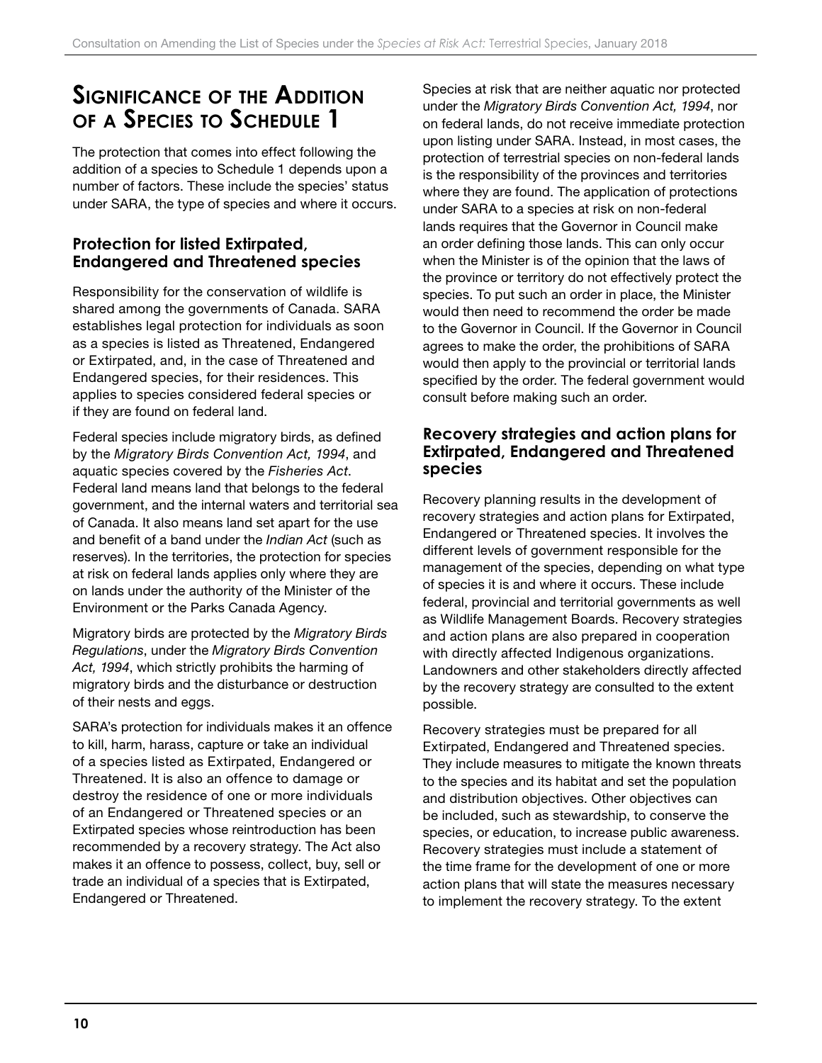# Significance of the Addition of a Species to Schedule 1

The protection that comes into effect following the addition of a species to Schedule 1 depends upon a number of factors. These include the species' status under SARA, the type of species and where it occurs.

## Protection for listed Extirpated, Endangered and Threatened species

Responsibility for the conservation of wildlife is shared among the governments of Canada. SARA establishes legal protection for individuals as soon as a species is listed as Threatened, Endangered or Extirpated, and, in the case of Threatened and Endangered species, for their residences. This applies to species considered federal species or if they are found on federal land.

Federal species include migratory birds, as defined by the *Migratory Birds Convention Act, 1994*, and aquatic species covered by the *Fisheries Act*. Federal land means land that belongs to the federal government, and the internal waters and territorial sea of Canada. It also means land set apart for the use and benefit of a band under the *Indian Act* (such as reserves). In the territories, the protection for species at risk on federal lands applies only where they are on lands under the authority of the Minister of the Environment or the Parks Canada Agency.

Migratory birds are protected by the *Migratory Birds Regulations*, under the *Migratory Birds Convention Act, 1994*, which strictly prohibits the harming of migratory birds and the disturbance or destruction of their nests and eggs.

SARA's protection for individuals makes it an offence to kill, harm, harass, capture or take an individual of a species listed as Extirpated, Endangered or Threatened. It is also an offence to damage or destroy the residence of one or more individuals of an Endangered or Threatened species or an Extirpated species whose reintroduction has been recommended by a recovery strategy. The Act also makes it an offence to possess, collect, buy, sell or trade an individual of a species that is Extirpated, Endangered or Threatened.

Species at risk that are neither aquatic nor protected under the *Migratory Birds Convention Act, 1994*, nor on federal lands, do not receive immediate protection upon listing under SARA. Instead, in most cases, the protection of terrestrial species on non-federal lands is the responsibility of the provinces and territories where they are found. The application of protections under SARA to a species at risk on non-federal lands requires that the Governor in Council make an order defining those lands. This can only occur when the Minister is of the opinion that the laws of the province or territory do not effectively protect the species. To put such an order in place, the Minister would then need to recommend the order be made to the Governor in Council. If the Governor in Council agrees to make the order, the prohibitions of SARA would then apply to the provincial or territorial lands specified by the order. The federal government would consult before making such an order.

## Recovery strategies and action plans for Extirpated, Endangered and Threatened species

Recovery planning results in the development of recovery strategies and action plans for Extirpated, Endangered or Threatened species. It involves the different levels of government responsible for the management of the species, depending on what type of species it is and where it occurs. These include federal, provincial and territorial governments as well as Wildlife Management Boards. Recovery strategies and action plans are also prepared in cooperation with directly affected Indigenous organizations. Landowners and other stakeholders directly affected by the recovery strategy are consulted to the extent possible.

Recovery strategies must be prepared for all Extirpated, Endangered and Threatened species. They include measures to mitigate the known threats to the species and its habitat and set the population and distribution objectives. Other objectives can be included, such as stewardship, to conserve the species, or education, to increase public awareness. Recovery strategies must include a statement of the time frame for the development of one or more action plans that will state the measures necessary to implement the recovery strategy. To the extent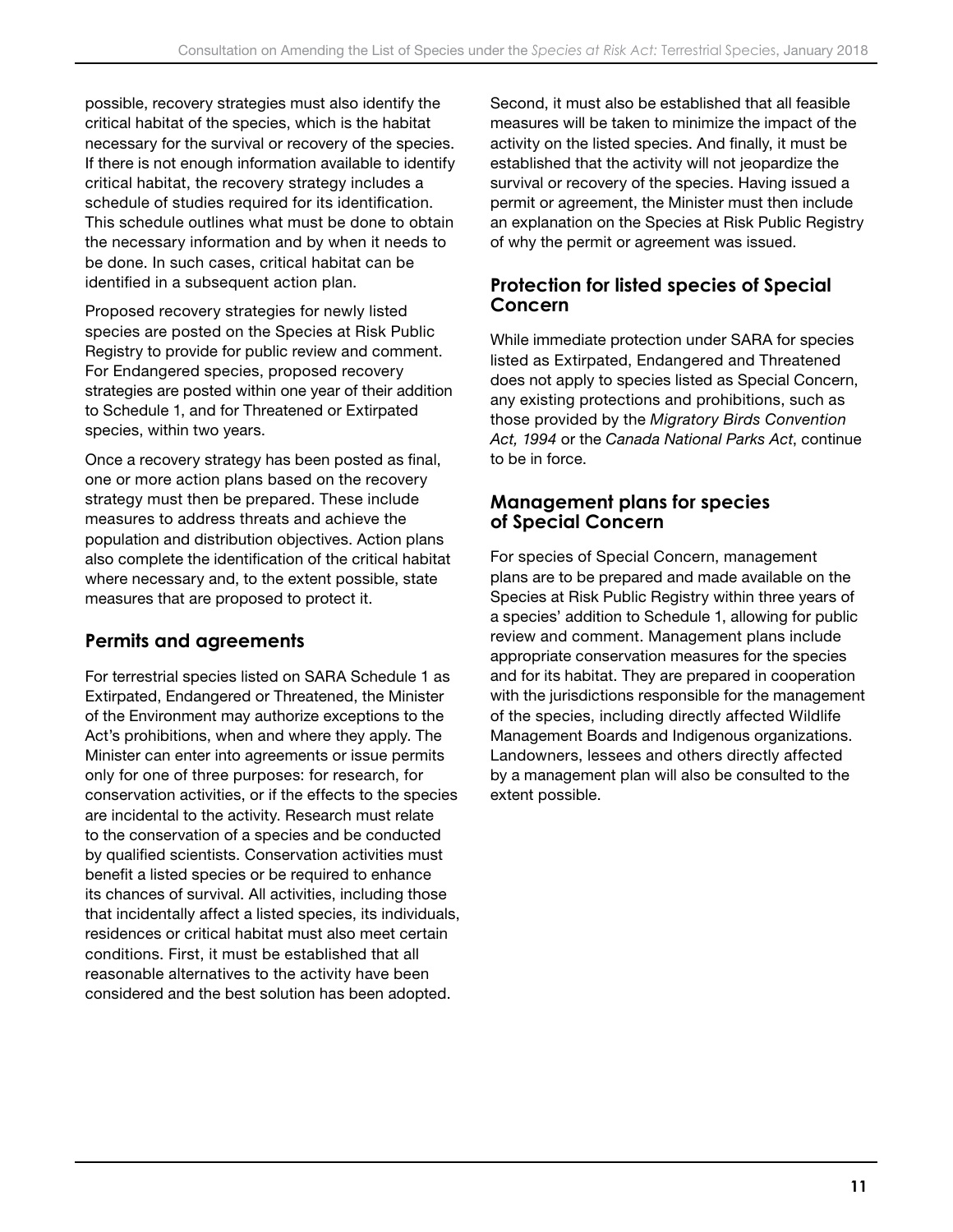possible, recovery strategies must also identify the critical habitat of the species, which is the habitat necessary for the survival or recovery of the species. If there is not enough information available to identify critical habitat, the recovery strategy includes a schedule of studies required for its identification. This schedule outlines what must be done to obtain the necessary information and by when it needs to be done. In such cases, critical habitat can be identified in a subsequent action plan.

Proposed recovery strategies for newly listed species are posted on the Species at Risk Public Registry to provide for public review and comment. For Endangered species, proposed recovery strategies are posted within one year of their addition to Schedule 1, and for Threatened or Extirpated species, within two years.

Once a recovery strategy has been posted as final, one or more action plans based on the recovery strategy must then be prepared. These include measures to address threats and achieve the population and distribution objectives. Action plans also complete the identification of the critical habitat where necessary and, to the extent possible, state measures that are proposed to protect it.

## Permits and agreements

For terrestrial species listed on SARA Schedule 1 as Extirpated, Endangered or Threatened, the Minister of the Environment may authorize exceptions to the Act's prohibitions, when and where they apply. The Minister can enter into agreements or issue permits only for one of three purposes: for research, for conservation activities, or if the effects to the species are incidental to the activity. Research must relate to the conservation of a species and be conducted by qualified scientists. Conservation activities must benefit a listed species or be required to enhance its chances of survival. All activities, including those that incidentally affect a listed species, its individuals, residences or critical habitat must also meet certain conditions. First, it must be established that all reasonable alternatives to the activity have been considered and the best solution has been adopted. Second, it must also be established that all feasible measures will be taken to minimize the impact of the activity on the listed species. And finally, it must be established that the activity will not jeopardize the survival or recovery of the species. Having issued a permit or agreement, the Minister must then include an explanation on the Species at Risk Public Registry of why the permit or agreement was issued.

## Protection for listed species of Special Concern

While immediate protection under SARA for species listed as Extirpated, Endangered and Threatened does not apply to species listed as Special Concern, any existing protections and prohibitions, such as those provided by the *Migratory Birds Convention Act, 1994* or the *Canada National Parks Act*, continue to be in force.

## Management plans for species of Special Concern

For species of Special Concern, management plans are to be prepared and made available on the Species at Risk Public Registry within three years of a species' addition to Schedule 1, allowing for public review and comment. Management plans include appropriate conservation measures for the species and for its habitat. They are prepared in cooperation with the jurisdictions responsible for the management of the species, including directly affected Wildlife Management Boards and Indigenous organizations. Landowners, lessees and others directly affected by a management plan will also be consulted to the extent possible.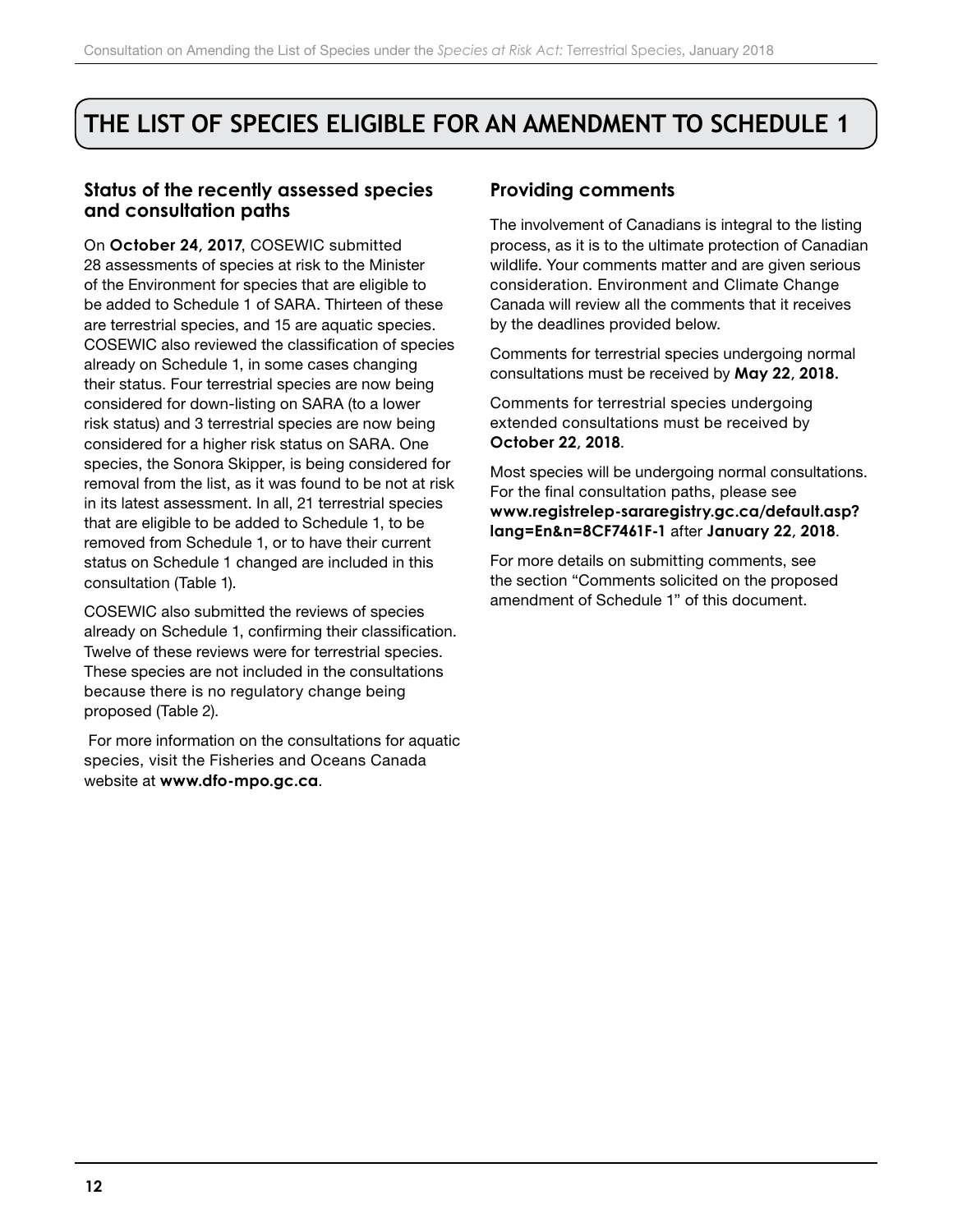# THE LIST OF SPECIES ELIGIBLE FOR AN AMENDMENT TO SCHEDULE 1

### Status of the recently assessed species and consultation paths

On **October 24, 2017**, COSEWIC submitted 28 assessments of species at risk to the Minister of the Environment for species that are eligible to be added to Schedule 1 of SARA. Thirteen of these are terrestrial species, and 15 are aquatic species. COSEWIC also reviewed the classification of species already on Schedule 1, in some cases changing their status. Four terrestrial species are now being considered for down-listing on SARA (to a lower risk status) and 3 terrestrial species are now being considered for a higher risk status on SARA. One species, the Sonora Skipper, is being considered for removal from the list, as it was found to be not at risk in its latest assessment. In all, 21 terrestrial species that are eligible to be added to Schedule 1, to be removed from Schedule 1, or to have their current status on Schedule 1 changed are included in this consultation (Table 1).

COSEWIC also submitted the reviews of species already on Schedule 1, confirming their classification. Twelve of these reviews were for terrestrial species. These species are not included in the consultations because there is no regulatory change being proposed (Table 2).

For more information on the consultations for aquatic species, visit the Fisheries and Oceans Canada website at **www.dfo-mpo.gc.ca**.

### Providing comments

The involvement of Canadians is integral to the listing process, as it is to the ultimate protection of Canadian wildlife. Your comments matter and are given serious consideration. Environment and Climate Change Canada will review all the comments that it receives by the deadlines provided below.

Comments for terrestrial species undergoing normal consultations must be received by **May 22, 2018.**

Comments for terrestrial species undergoing extended consultations must be received by **October 22, 2018**.

Most species will be undergoing normal consultations. For the final consultation paths, please see **www.registrelep-sararegistry.gc.ca/default.asp?lang=En&n=8CF7461F-1** after **January 22, 2018**.

For more details on submitting comments, see the section "Comments solicited on the proposed amendment of Schedule 1" of this document.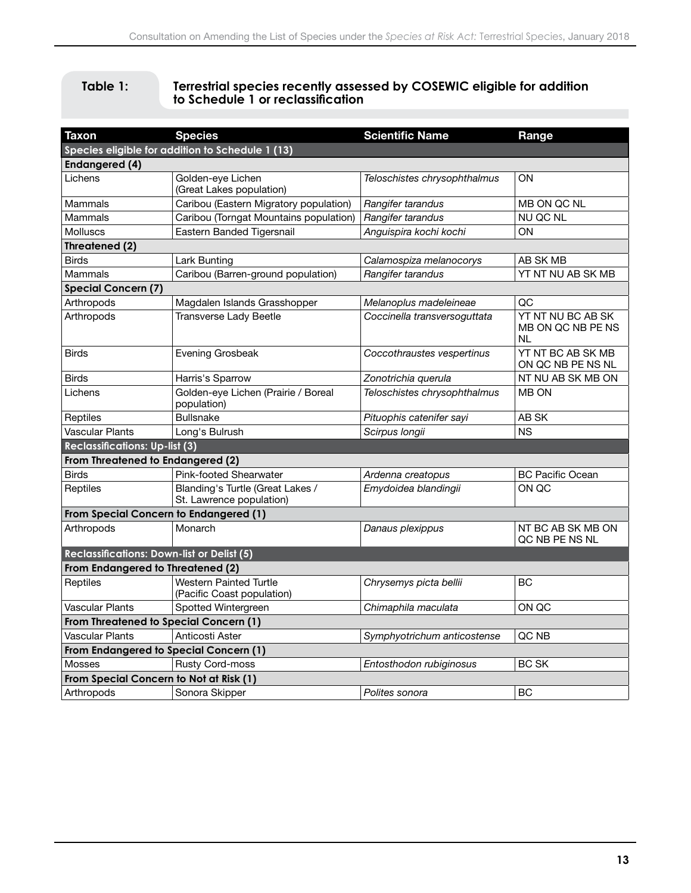**Table 1: Terrestrial species recently assessed by COSEWIC eligible for addition to Schedule 1 or reclassification**

| Taxon | Species | Scientific Name | Range |
| --- | --- | --- | --- |
| **Species eligible for addition to Schedule 1 (13)** | | | |
| **Endangered (4)** | | | |
| Lichens | Golden-eye Lichen (Great Lakes population) | *Teloschistes chrysophthalmus* | ON |
| Mammals | Caribou (Eastern Migratory population) | *Rangifer tarandus* | MB ON QC NL |
| Mammals | Caribou (Torngat Mountains population) | *Rangifer tarandus* | NU QC NL |
| Molluscs | Eastern Banded Tigersnail | *Anguispira kochi kochi* | ON |
| **Threatened (2)** | | | |
| Birds | Lark Bunting | *Calamospiza melanocorys* | AB SK MB |
| Mammals | Caribou (Barren-ground population) | *Rangifer tarandus* | YT NT NU AB SK MB |
| **Special Concern (7)** | | | |
| Arthropods | Magdalen Islands Grasshopper | *Melanoplus madeleineae* | QC |
| Arthropods | Transverse Lady Beetle | *Coccinella transversoguttata* | YT NT NU BC AB SK MB ON QC NB PE NS NL |
| Birds | Evening Grosbeak | *Coccothraustes vespertinus* | YT NT BC AB SK MB ON QC NB PE NS NL |
| Birds | Harris's Sparrow | *Zonotrichia querula* | NT NU AB SK MB ON |
| Lichens | Golden-eye Lichen (Prairie / Boreal population) | *Teloschistes chrysophthalmus* | MB ON |
| Reptiles | Bullsnake | *Pituophis catenifer sayi* | AB SK |
| Vascular Plants | Long's Bulrush | *Scirpus longii* | NS |
| **Reclassifications: Up-list (3)** | | | |
| **From Threatened to Endangered (2)** | | | |
| Birds | Pink-footed Shearwater | *Ardenna creatopus* | BC Pacific Ocean |
| Reptiles | Blanding's Turtle (Great Lakes / St. Lawrence population) | *Emydoidea blandingii* | ON QC |
| **From Special Concern to Endangered (1)** | | | |
| Arthropods | Monarch | *Danaus plexippus* | NT BC AB SK MB ON QC NB PE NS NL |
| **Reclassifications: Down-list or Delist (5)** | | | |
| **From Endangered to Threatened (2)** | | | |
| Reptiles | Western Painted Turtle (Pacific Coast population) | *Chrysemys picta bellii* | BC |
| Vascular Plants | Spotted Wintergreen | *Chimaphila maculata* | ON QC |
| **From Threatened to Special Concern (1)** | | | |
| Vascular Plants | Anticosti Aster | *Symphyotrichum anticostense* | QC NB |
| **From Endangered to Special Concern (1)** | | | |
| Mosses | Rusty Cord-moss | *Entosthodon rubiginosus* | BC SK |
| **From Special Concern to Not at Risk (1)** | | | |
| Arthropods | Sonora Skipper | *Polites sonora* | BC |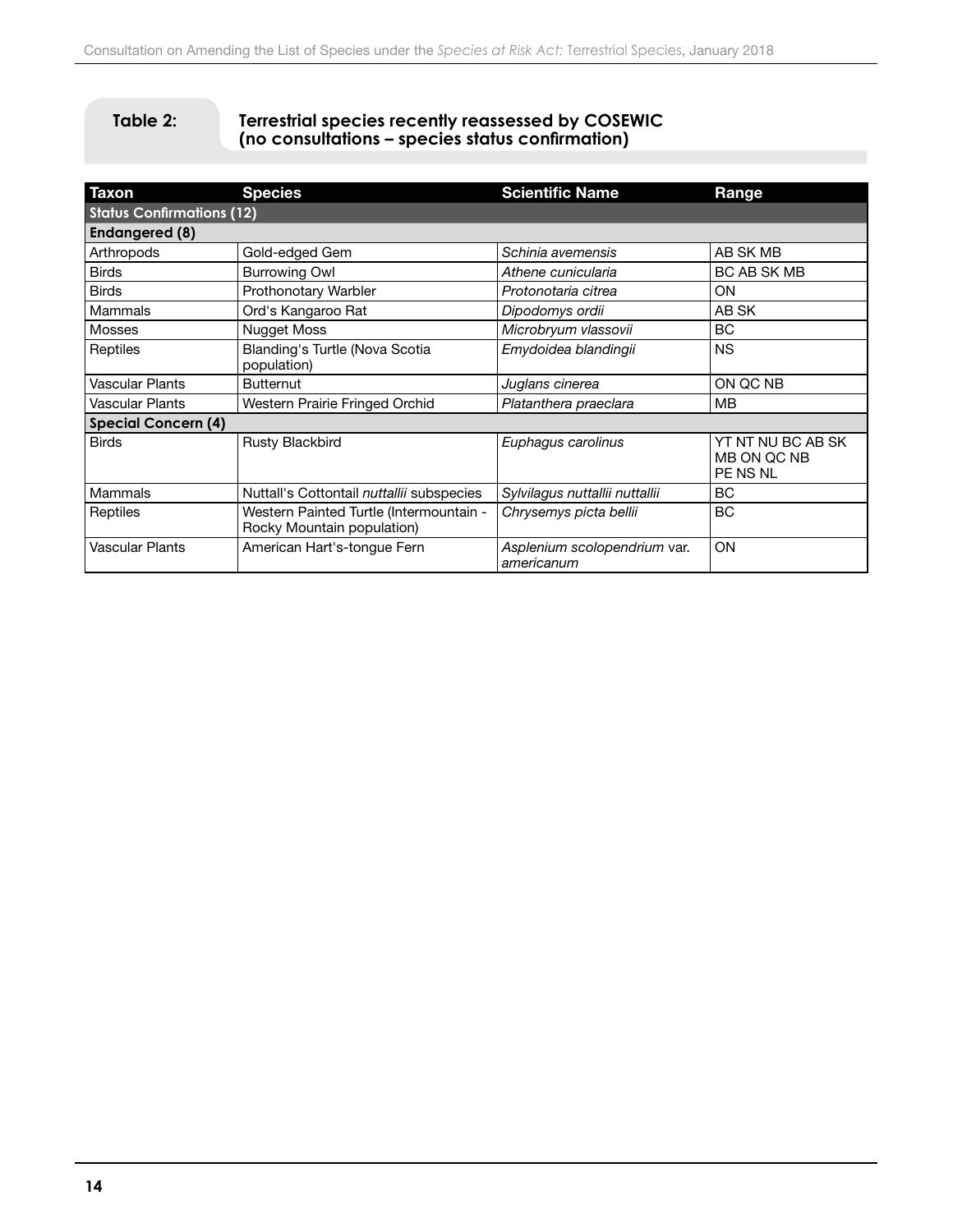**Table 2: Terrestrial species recently reassessed by COSEWIC (no consultations – species status confirmation)**

| Taxon | Species | Scientific Name | Range |
| --- | --- | --- | --- |
| **Status Confirmations (12)** | | | |
| **Endangered (8)** | | | |
| Arthropods | Gold-edged Gem | *Schinia avemensis* | AB SK MB |
| Birds | Burrowing Owl | *Athene cunicularia* | BC AB SK MB |
| Birds | Prothonotary Warbler | *Protonotaria citrea* | ON |
| Mammals | Ord's Kangaroo Rat | *Dipodomys ordii* | AB SK |
| Mosses | Nugget Moss | *Microbryum vlassovii* | BC |
| Reptiles | Blanding's Turtle (Nova Scotia population) | *Emydoidea blandingii* | NS |
| Vascular Plants | Butternut | *Juglans cinerea* | ON QC NB |
| Vascular Plants | Western Prairie Fringed Orchid | *Platanthera praeclara* | MB |
| **Special Concern (4)** | | | |
| Birds | Rusty Blackbird | *Euphagus carolinus* | YT NT NU BC AB SK MB ON QC NB PE NS NL |
| Mammals | Nuttall's Cottontail *nuttallii* subspecies | *Sylvilagus nuttallii nuttallii* | BC |
| Reptiles | Western Painted Turtle (Intermountain - Rocky Mountain population) | *Chrysemys picta bellii* | BC |
| Vascular Plants | American Hart's-tongue Fern | *Asplenium scolopendrium* var. *americanum* | ON |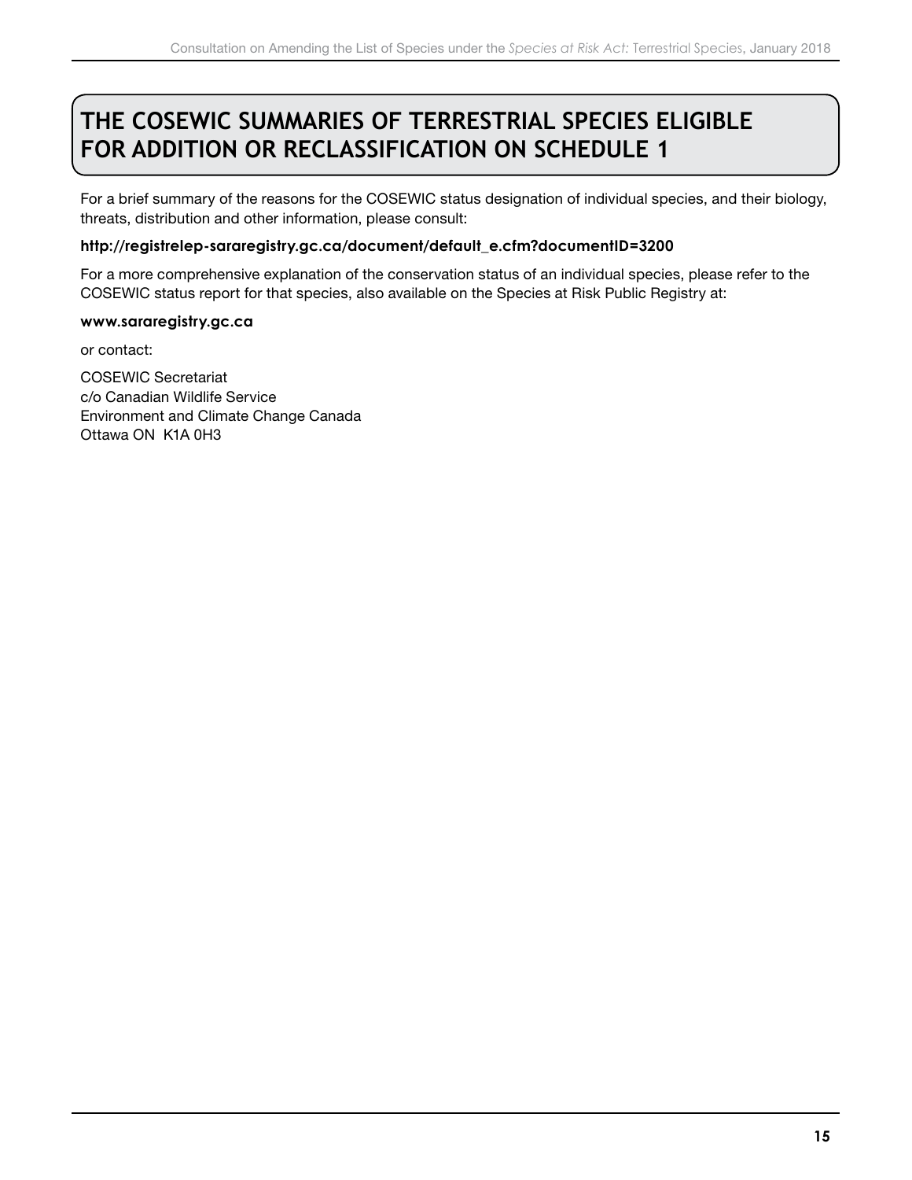# THE COSEWIC SUMMARIES OF TERRESTRIAL SPECIES ELIGIBLE FOR ADDITION OR RECLASSIFICATION ON SCHEDULE 1

For a brief summary of the reasons for the COSEWIC status designation of individual species, and their biology, threats, distribution and other information, please consult:

**http://registrelep-sararegistry.gc.ca/document/default_e.cfm?documentID=3200**

For a more comprehensive explanation of the conservation status of an individual species, please refer to the COSEWIC status report for that species, also available on the Species at Risk Public Registry at:

**www.sararegistry.gc.ca**

or contact:

COSEWIC Secretariat
c/o Canadian Wildlife Service
Environment and Climate Change Canada
Ottawa ON K1A 0H3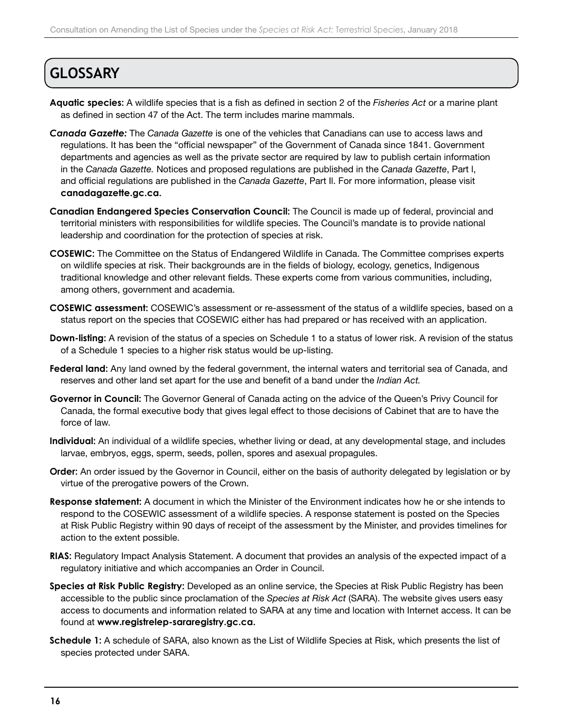# GLOSSARY

**Aquatic species:** A wildlife species that is a fish as defined in section 2 of the *Fisheries Act* or a marine plant as defined in section 47 of the Act. The term includes marine mammals.

***Canada Gazette:*** The *Canada Gazette* is one of the vehicles that Canadians can use to access laws and regulations. It has been the "official newspaper" of the Government of Canada since 1841. Government departments and agencies as well as the private sector are required by law to publish certain information in the *Canada Gazette.* Notices and proposed regulations are published in the *Canada Gazette*, Part I, and official regulations are published in the *Canada Gazette*, Part II. For more information, please visit **canadagazette.gc.ca**.

**Canadian Endangered Species Conservation Council:** The Council is made up of federal, provincial and territorial ministers with responsibilities for wildlife species. The Council's mandate is to provide national leadership and coordination for the protection of species at risk.

**COSEWIC:** The Committee on the Status of Endangered Wildlife in Canada. The Committee comprises experts on wildlife species at risk. Their backgrounds are in the fields of biology, ecology, genetics, Indigenous traditional knowledge and other relevant fields. These experts come from various communities, including, among others, government and academia.

**COSEWIC assessment:** COSEWIC's assessment or re-assessment of the status of a wildlife species, based on a status report on the species that COSEWIC either has had prepared or has received with an application.

**Down-listing:** A revision of the status of a species on Schedule 1 to a status of lower risk. A revision of the status of a Schedule 1 species to a higher risk status would be up-listing.

**Federal land:** Any land owned by the federal government, the internal waters and territorial sea of Canada, and reserves and other land set apart for the use and benefit of a band under the *Indian Act.*

**Governor in Council:** The Governor General of Canada acting on the advice of the Queen's Privy Council for Canada, the formal executive body that gives legal effect to those decisions of Cabinet that are to have the force of law.

**Individual:** An individual of a wildlife species, whether living or dead, at any developmental stage, and includes larvae, embryos, eggs, sperm, seeds, pollen, spores and asexual propagules.

**Order:** An order issued by the Governor in Council, either on the basis of authority delegated by legislation or by virtue of the prerogative powers of the Crown.

**Response statement:** A document in which the Minister of the Environment indicates how he or she intends to respond to the COSEWIC assessment of a wildlife species. A response statement is posted on the Species at Risk Public Registry within 90 days of receipt of the assessment by the Minister, and provides timelines for action to the extent possible.

**RIAS:** Regulatory Impact Analysis Statement. A document that provides an analysis of the expected impact of a regulatory initiative and which accompanies an Order in Council.

**Species at Risk Public Registry:** Developed as an online service, the Species at Risk Public Registry has been accessible to the public since proclamation of the *Species at Risk Act* (SARA). The website gives users easy access to documents and information related to SARA at any time and location with Internet access. It can be found at **www.registrelep-sararegistry.gc.ca.**

**Schedule 1:** A schedule of SARA, also known as the List of Wildlife Species at Risk, which presents the list of species protected under SARA.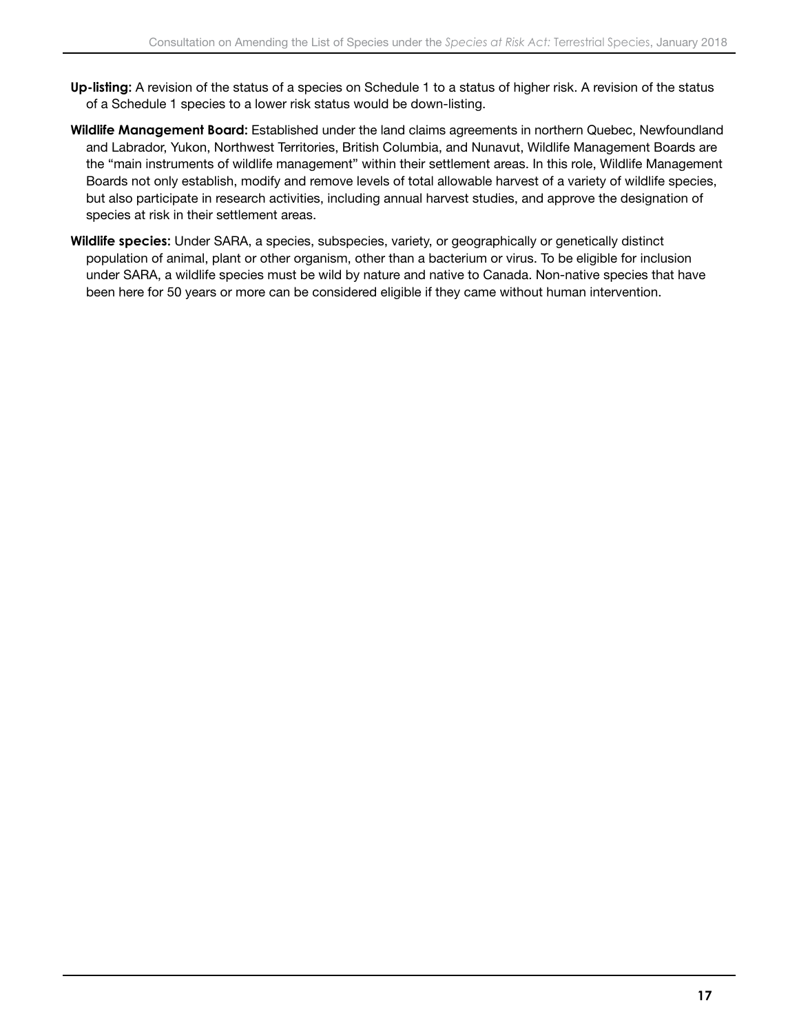**Up-listing:** A revision of the status of a species on Schedule 1 to a status of higher risk. A revision of the status of a Schedule 1 species to a lower risk status would be down-listing.

**Wildlife Management Board:** Established under the land claims agreements in northern Quebec, Newfoundland and Labrador, Yukon, Northwest Territories, British Columbia, and Nunavut, Wildlife Management Boards are the "main instruments of wildlife management" within their settlement areas. In this role, Wildlife Management Boards not only establish, modify and remove levels of total allowable harvest of a variety of wildlife species, but also participate in research activities, including annual harvest studies, and approve the designation of species at risk in their settlement areas.

**Wildlife species:** Under SARA, a species, subspecies, variety, or geographically or genetically distinct population of animal, plant or other organism, other than a bacterium or virus. To be eligible for inclusion under SARA, a wildlife species must be wild by nature and native to Canada. Non-native species that have been here for 50 years or more can be considered eligible if they came without human intervention.